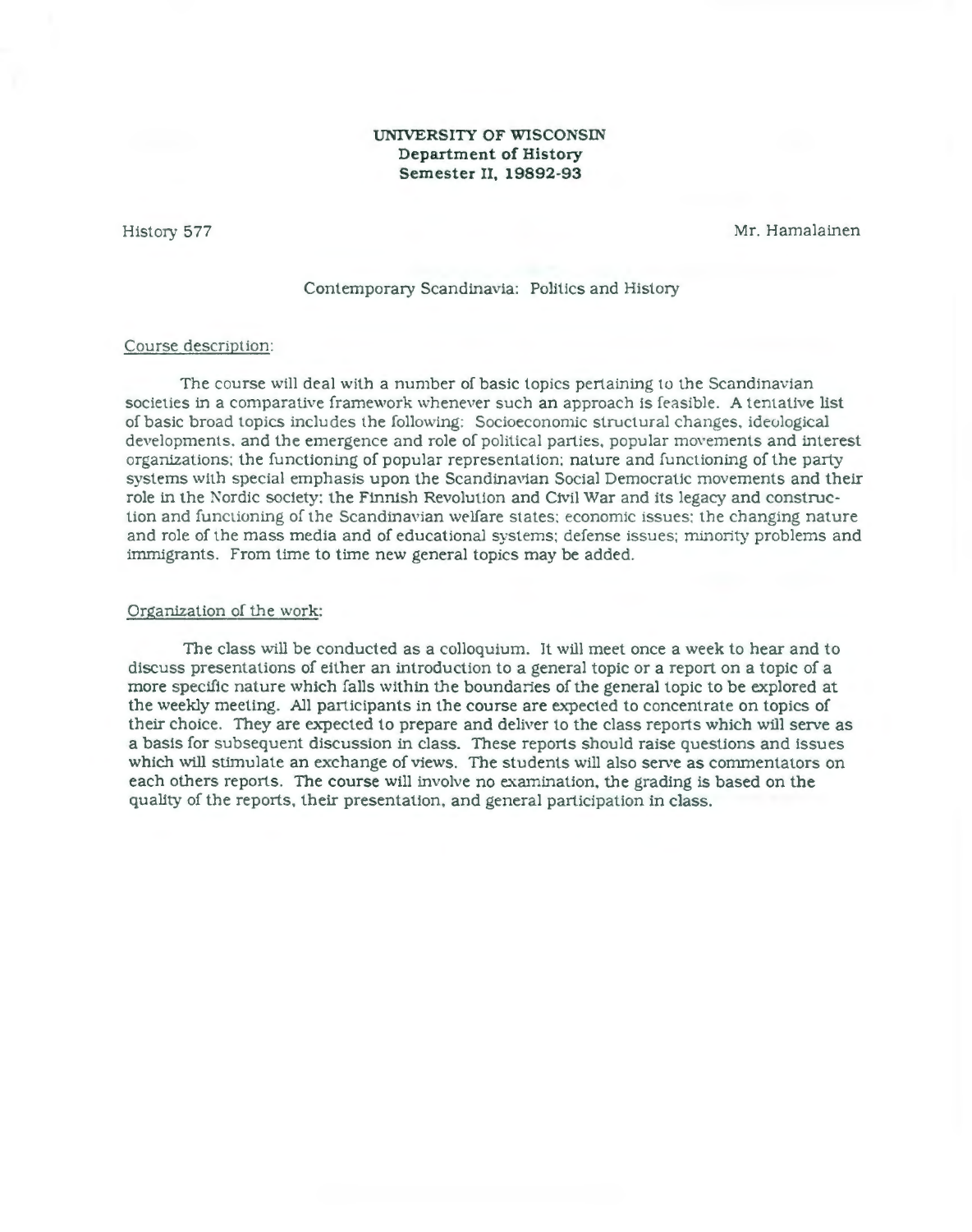**UNIVERSITY OF WISCONSIN**
**Department of History**
**Semester II, 19892-93**

History 577 Mr. Hamalainen

Contemporary Scandinavia: Politics and History

Course description:

The course will deal with a number of basic topics pertaining to the Scandinavian societies in a comparative framework whenever such an approach is feasible. A tentative list of basic broad topics includes the following: Socioeconomic structural changes, ideological developments, and the emergence and role of political parties, popular movements and interest organizations; the functioning of popular representation; nature and functioning of the party systems with special emphasis upon the Scandinavian Social Democratic movements and their role in the Nordic society; the Finnish Revolution and Civil War and its legacy and construction and functioning of the Scandinavian welfare states; economic issues; the changing nature and role of the mass media and of educational systems; defense issues; minority problems and immigrants. From time to time new general topics may be added.

Organization of the work:

The class will be conducted as a colloquium. It will meet once a week to hear and to discuss presentations of either an introduction to a general topic or a report on a topic of a more specific nature which falls within the boundaries of the general topic to be explored at the weekly meeting. All participants in the course are expected to concentrate on topics of their choice. They are expected to prepare and deliver to the class reports which will serve as a basis for subsequent discussion in class. These reports should raise questions and issues which will stimulate an exchange of views. The students will also serve as commentators on each others reports. The course will involve no examination, the grading is based on the quality of the reports, their presentation, and general participation in class.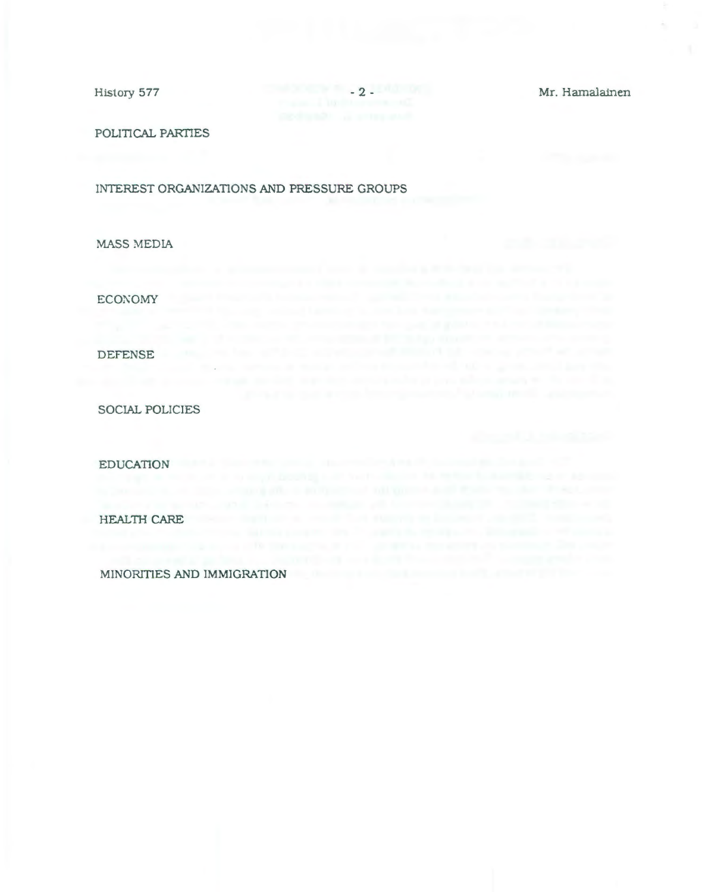POLITICAL PARTIES

INTEREST ORGANIZATIONS AND PRESSURE GROUPS

MASS MEDIA

ECONOMY

DEFENSE

SOCIAL POLICIES

EDUCATION

HEALTH CARE

MINORITIES AND IMMIGRATION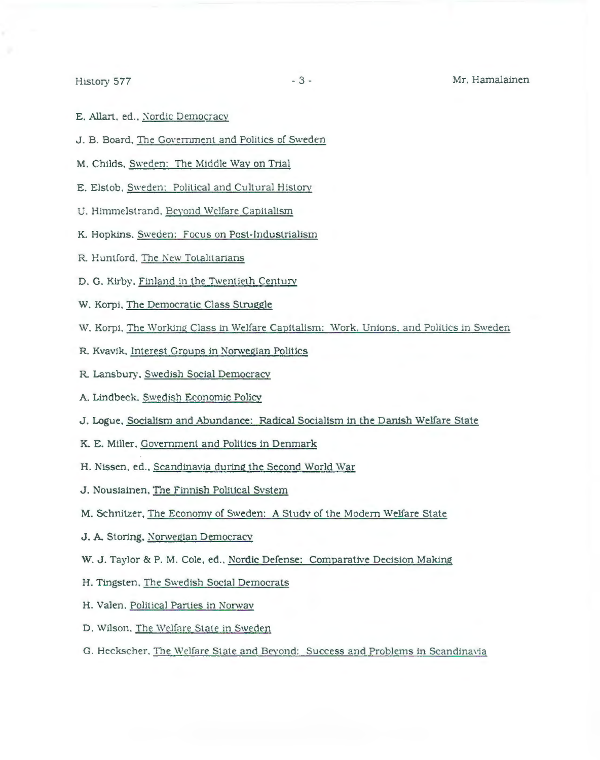E. Allart, ed., Nordic Democracy

J. B. Board, The Government and Politics of Sweden

M. Childs, Sweden: The Middle Way on Trial

E. Elstob, Sweden: Political and Cultural History

U. Himmelstrand, Beyond Welfare Capitalism

K. Hopkins, Sweden: Focus on Post-Industrialism

R. Huntford, The New Totalitarians

D. G. Kirby, Finland in the Twentieth Century

W. Korpi, The Democratic Class Struggle

W. Korpi, The Working Class in Welfare Capitalism: Work, Unions, and Politics in Sweden

R. Kvavik, Interest Groups in Norwegian Politics

R. Lansbury, Swedish Social Democracy

A. Lindbeck, Swedish Economic Policy

J. Logue, Socialism and Abundance: Radical Socialism in the Danish Welfare State

K. E. Miller, Government and Politics in Denmark

H. Nissen, ed., Scandinavia during the Second World War

J. Nousiainen, The Finnish Political System

M. Schnitzer, The Economy of Sweden: A Study of the Modern Welfare State

J. A. Storing, Norwegian Democracy

W. J. Taylor & P. M. Cole, ed., Nordic Defense: Comparative Decision Making

H. Tingsten, The Swedish Social Democrats

H. Valen, Political Parties in Norway

D. Wilson, The Welfare State in Sweden

G. Heckscher, The Welfare State and Beyond: Success and Problems in Scandinavia